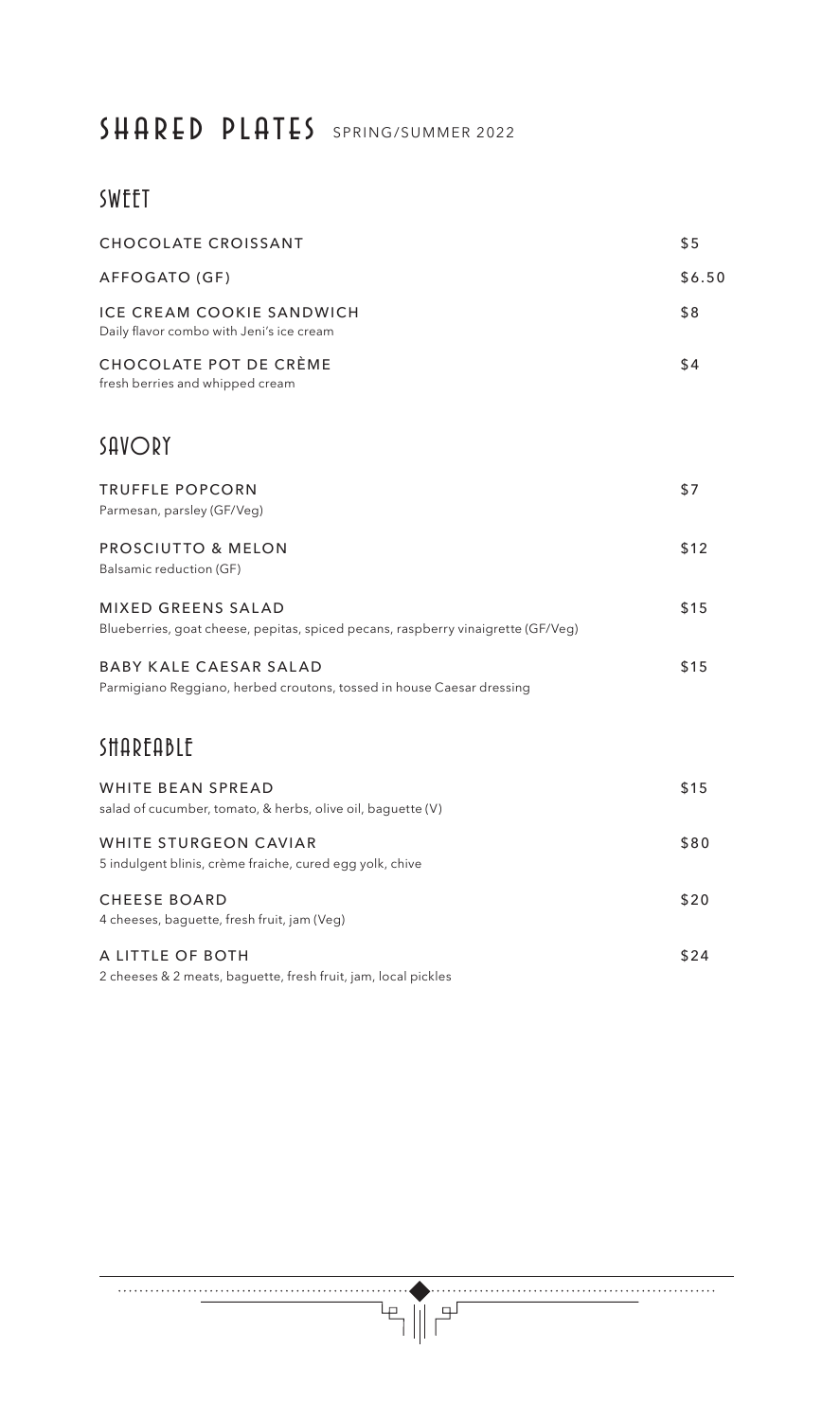# SHARED PLATES SPRING/SUMMER 2022

## SWEET

| | |
|---|---|
| CHOCOLATE CROISSANT | $5 |
| AFFOGATO (GF) | $6.50 |
| ICE CREAM COOKIE SANDWICH<br>Daily flavor combo with Jeni's ice cream | $8 |
| CHOCOLATE POT DE CRÈME<br>fresh berries and whipped cream | $4 |

## SAVORY

| | |
|---|---|
| TRUFFLE POPCORN<br>Parmesan, parsley (GF/Veg) | $7 |
| PROSCIUTTO & MELON<br>Balsamic reduction (GF) | $12 |
| MIXED GREENS SALAD<br>Blueberries, goat cheese, pepitas, spiced pecans, raspberry vinaigrette (GF/Veg) | $15 |
| BABY KALE CAESAR SALAD<br>Parmigiano Reggiano, herbed croutons, tossed in house Caesar dressing | $15 |

## SHAREABLE

| | |
|---|---|
| WHITE BEAN SPREAD<br>salad of cucumber, tomato, & herbs, olive oil, baguette (V) | $15 |
| WHITE STURGEON CAVIAR<br>5 indulgent blinis, crème fraiche, cured egg yolk, chive | $80 |
| CHEESE BOARD<br>4 cheeses, baguette, fresh fruit, jam (Veg) | $20 |
| A LITTLE OF BOTH<br>2 cheeses & 2 meats, baguette, fresh fruit, jam, local pickles | $24 |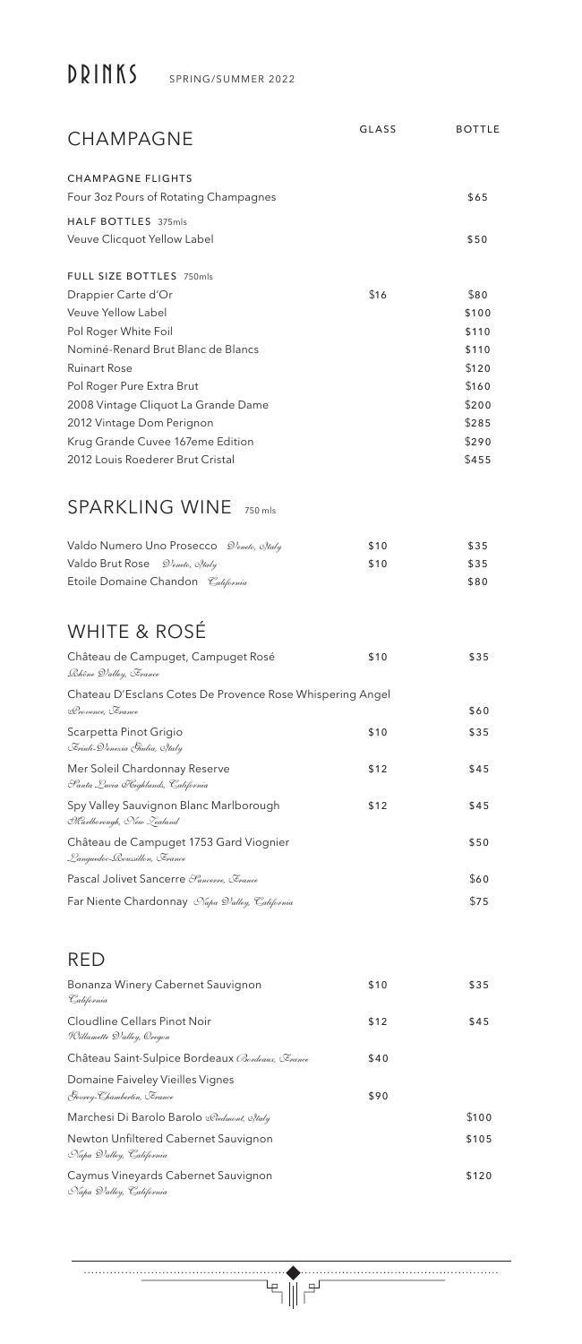# DRINKS

SPRING/SUMMER 2022

## CHAMPAGNE

| | GLASS | BOTTLE |
|---|---|---|
| **CHAMPAGNE FLIGHTS** | | |
| Four 3oz Pours of Rotating Champagnes | | $65 |
| **HALF BOTTLES** 375mls | | |
| Veuve Clicquot Yellow Label | | $50 |
| **FULL SIZE BOTTLES** 750mls | | |
| Drappier Carte d'Or | $16 | $80 |
| Veuve Yellow Label | | $100 |
| Pol Roger White Foil | | $110 |
| Nominé-Renard Brut Blanc de Blancs | | $110 |
| Ruinart Rose | | $120 |
| Pol Roger Pure Extra Brut | | $160 |
| 2008 Vintage Cliquot La Grande Dame | | $200 |
| 2012 Vintage Dom Perignon | | $285 |
| Krug Grande Cuvee 167eme Edition | | $290 |
| 2012 Louis Roederer Brut Cristal | | $455 |

## SPARKLING WINE 750 mls

| | | |
|---|---|---|
| Valdo Numero Uno Prosecco *Veneto, Italy* | $10 | $35 |
| Valdo Brut Rose *Veneto, Italy* | $10 | $35 |
| Etoile Domaine Chandon *California* | | $80 |

## WHITE & ROSÉ

| | | |
|---|---|---|
| Château de Campuget, Campuget Rosé *Rhône Valley, France* | $10 | $35 |
| Chateau D'Esclans Cotes De Provence Rose Whispering Angel *Provence, France* | | $60 |
| Scarpetta Pinot Grigio *Friuli-Venezia Giulia, Italy* | $10 | $35 |
| Mer Soleil Chardonnay Reserve *Santa Lucia Highlands, California* | $12 | $45 |
| Spy Valley Sauvignon Blanc Marlborough *Marlborough, New Zealand* | $12 | $45 |
| Château de Campuget 1753 Gard Viognier *Languedoc-Roussillon, France* | | $50 |
| Pascal Jolivet Sancerre *Sancerre, France* | | $60 |
| Far Niente Chardonnay *Napa Valley, California* | | $75 |

## RED

| | | |
|---|---|---|
| Bonanza Winery Cabernet Sauvignon *California* | $10 | $35 |
| Cloudline Cellars Pinot Noir *Willamette Valley, Oregon* | $12 | $45 |
| Château Saint-Sulpice Bordeaux *Bordeaux, France* | $40 | |
| Domaine Faiveley Vieilles Vignes *Gevrey-Chambertin, France* | $90 | |
| Marchesi Di Barolo Barolo *Piedmont, Italy* | | $100 |
| Newton Unfiltered Cabernet Sauvignon *Napa Valley, California* | | $105 |
| Caymus Vineyards Cabernet Sauvignon *Napa Valley, California* | | $120 |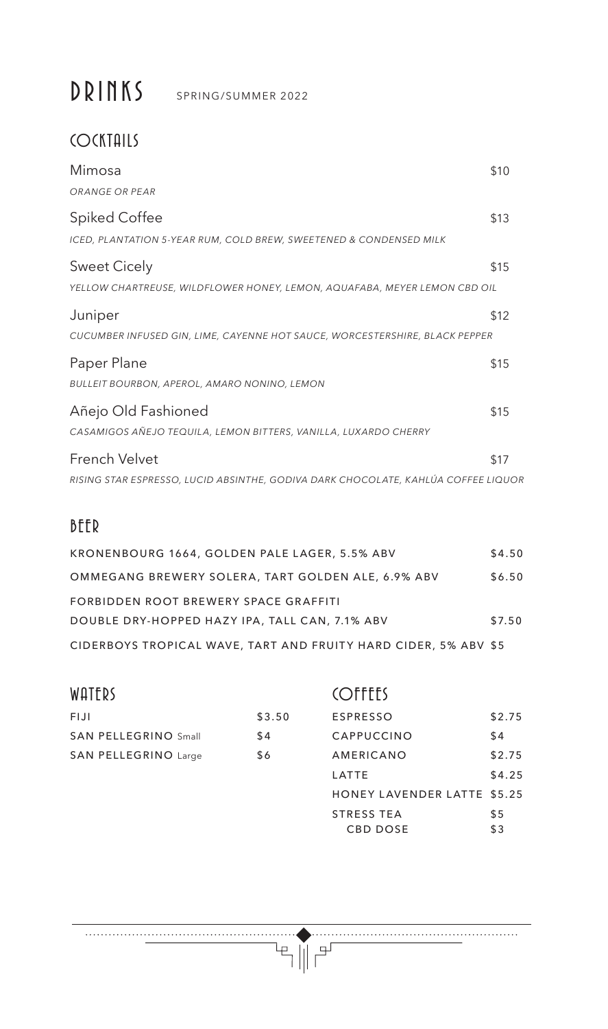# DRINKS

SPRING/SUMMER 2022

## COCKTAILS

**Mimosa** — $10
*ORANGE OR PEAR*

**Spiked Coffee** — $13
*ICED, PLANTATION 5-YEAR RUM, COLD BREW, SWEETENED & CONDENSED MILK*

**Sweet Cicely** — $15
*YELLOW CHARTREUSE, WILDFLOWER HONEY, LEMON, AQUAFABA, MEYER LEMON CBD OIL*

**Juniper** — $12
*CUCUMBER INFUSED GIN, LIME, CAYENNE HOT SAUCE, WORCESTERSHIRE, BLACK PEPPER*

**Paper Plane** — $15
*BULLEIT BOURBON, APEROL, AMARO NONINO, LEMON*

**Añejo Old Fashioned** — $15
*CASAMIGOS AÑEJO TEQUILA, LEMON BITTERS, VANILLA, LUXARDO CHERRY*

**French Velvet** — $17
*RISING STAR ESPRESSO, LUCID ABSINTHE, GODIVA DARK CHOCOLATE, KAHLÚA COFFEE LIQUOR*

## BEER

| | |
|---|---|
| KRONENBOURG 1664, GOLDEN PALE LAGER, 5.5% ABV | $4.50 |
| OMMEGANG BREWERY SOLERA, TART GOLDEN ALE, 6.9% ABV | $6.50 |
| FORBIDDEN ROOT BREWERY SPACE GRAFFITI DOUBLE DRY-HOPPED HAZY IPA, TALL CAN, 7.1% ABV | $7.50 |
| CIDERBOYS TROPICAL WAVE, TART AND FRUITY HARD CIDER, 5% ABV | $5 |

## WATERS

| | |
|---|---|
| FIJI | $3.50 |
| SAN PELLEGRINO Small | $4 |
| SAN PELLEGRINO Large | $6 |

## COFFEES

| | |
|---|---|
| ESPRESSO | $2.75 |
| CAPPUCCINO | $4 |
| AMERICANO | $2.75 |
| LATTE | $4.25 |
| HONEY LAVENDER LATTE | $5.25 |
| STRESS TEA | $5 |
| CBD DOSE | $3 |